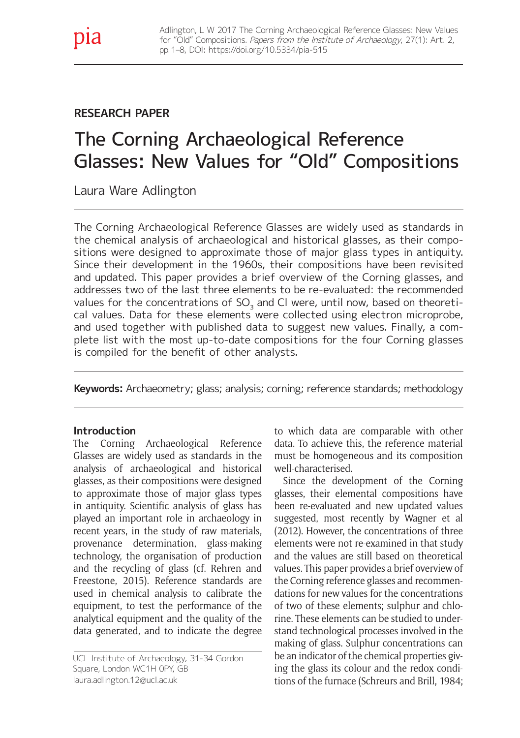RESEARCH PAPER

# The Corning Archaeological Reference Glasses: New Values for "Old" Compositions

Laura Ware Adlington

The Corning Archaeological Reference Glasses are widely used as standards in the chemical analysis of archaeological and historical glasses, as their compositions were designed to approximate those of major glass types in antiquity. Since their development in the 1960s, their compositions have been revisited and updated. This paper provides a brief overview of the Corning glasses, and addresses two of the last three elements to be re-evaluated: the recommended values for the concentrations of $SO_3$ and Cl were, until now, based on theoretical values. Data for these elements were collected using electron microprobe, and used together with published data to suggest new values. Finally, a complete list with the most up-to-date compositions for the four Corning glasses is compiled for the benefit of other analysts.

**Keywords:** Archaeometry; glass; analysis; corning; reference standards; methodology

## Introduction

The Corning Archaeological Reference Glasses are widely used as standards in the analysis of archaeological and historical glasses, as their compositions were designed to approximate those of major glass types in antiquity. Scientific analysis of glass has played an important role in archaeology in recent years, in the study of raw materials, provenance determination, glass-making technology, the organisation of production and the recycling of glass (cf. Rehren and Freestone, 2015). Reference standards are used in chemical analysis to calibrate the equipment, to test the performance of the analytical equipment and the quality of the data generated, and to indicate the degree to which data are comparable with other data. To achieve this, the reference material must be homogeneous and its composition well-characterised.

Since the development of the Corning glasses, their elemental compositions have been re-evaluated and new updated values suggested, most recently by Wagner et al (2012). However, the concentrations of three elements were not re-examined in that study and the values are still based on theoretical values. This paper provides a brief overview of the Corning reference glasses and recommendations for new values for the concentrations of two of these elements; sulphur and chlorine. These elements can be studied to understand technological processes involved in the making of glass. Sulphur concentrations can be an indicator of the chemical properties giving the glass its colour and the redox conditions of the furnace (Schreurs and Brill, 1984;

UCL Institute of Archaeology, 31-34 Gordon Square, London WC1H 0PY, GB
laura.adlington.12@ucl.ac.uk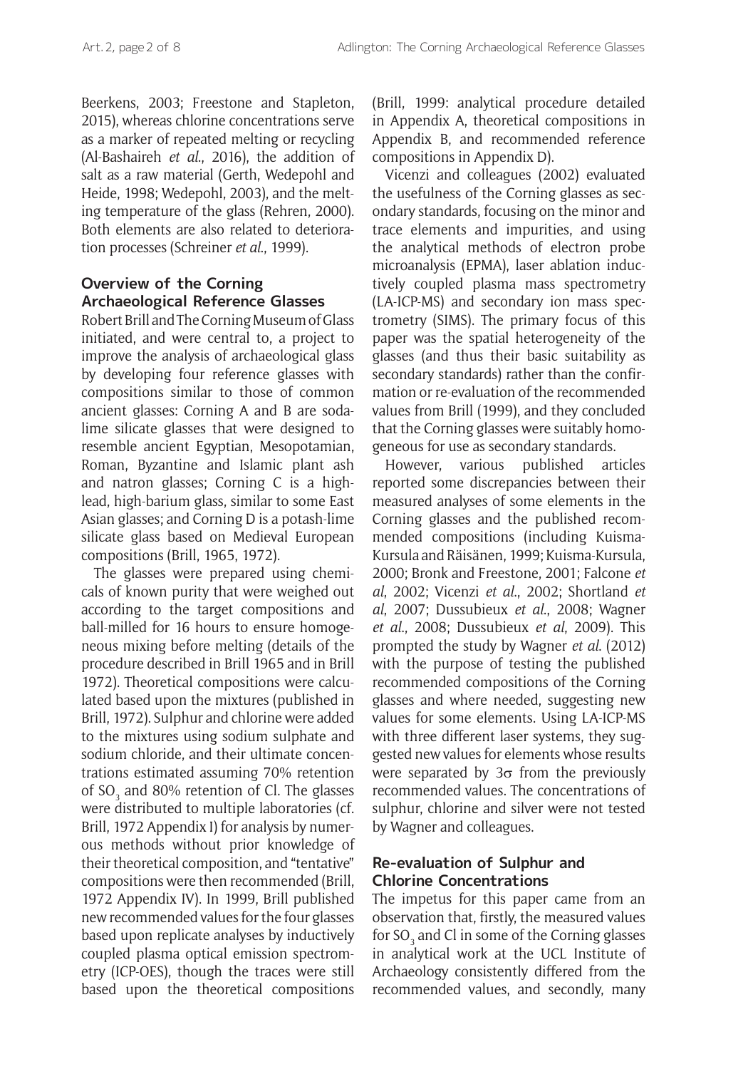Beerkens, 2003; Freestone and Stapleton, 2015), whereas chlorine concentrations serve as a marker of repeated melting or recycling (Al-Bashaireh *et al*., 2016), the addition of salt as a raw material (Gerth, Wedepohl and Heide, 1998; Wedepohl, 2003), and the melting temperature of the glass (Rehren, 2000). Both elements are also related to deterioration processes (Schreiner *et al*., 1999).

## Overview of the Corning Archaeological Reference Glasses

Robert Brill and The Corning Museum of Glass initiated, and were central to, a project to improve the analysis of archaeological glass by developing four reference glasses with compositions similar to those of common ancient glasses: Corning A and B are soda-lime silicate glasses that were designed to resemble ancient Egyptian, Mesopotamian, Roman, Byzantine and Islamic plant ash and natron glasses; Corning C is a high-lead, high-barium glass, similar to some East Asian glasses; and Corning D is a potash-lime silicate glass based on Medieval European compositions (Brill, 1965, 1972).

The glasses were prepared using chemicals of known purity that were weighed out according to the target compositions and ball-milled for 16 hours to ensure homogeneous mixing before melting (details of the procedure described in Brill 1965 and in Brill 1972). Theoretical compositions were calculated based upon the mixtures (published in Brill, 1972). Sulphur and chlorine were added to the mixtures using sodium sulphate and sodium chloride, and their ultimate concentrations estimated assuming 70% retention of $SO_3$ and 80% retention of Cl. The glasses were distributed to multiple laboratories (cf. Brill, 1972 Appendix I) for analysis by numerous methods without prior knowledge of their theoretical composition, and "tentative" compositions were then recommended (Brill, 1972 Appendix IV). In 1999, Brill published new recommended values for the four glasses based upon replicate analyses by inductively coupled plasma optical emission spectrometry (ICP-OES), though the traces were still based upon the theoretical compositions (Brill, 1999: analytical procedure detailed in Appendix A, theoretical compositions in Appendix B, and recommended reference compositions in Appendix D).

Vicenzi and colleagues (2002) evaluated the usefulness of the Corning glasses as secondary standards, focusing on the minor and trace elements and impurities, and using the analytical methods of electron probe microanalysis (EPMA), laser ablation inductively coupled plasma mass spectrometry (LA-ICP-MS) and secondary ion mass spectrometry (SIMS). The primary focus of this paper was the spatial heterogeneity of the glasses (and thus their basic suitability as secondary standards) rather than the confirmation or re-evaluation of the recommended values from Brill (1999), and they concluded that the Corning glasses were suitably homogeneous for use as secondary standards.

However, various published articles reported some discrepancies between their measured analyses of some elements in the Corning glasses and the published recommended compositions (including Kuisma-Kursula and Räisänen, 1999; Kuisma-Kursula, 2000; Bronk and Freestone, 2001; Falcone *et al*, 2002; Vicenzi *et al*., 2002; Shortland *et al*, 2007; Dussubieux *et al*., 2008; Wagner *et al*., 2008; Dussubieux *et al*, 2009). This prompted the study by Wagner *et al*. (2012) with the purpose of testing the published recommended compositions of the Corning glasses and where needed, suggesting new values for some elements. Using LA-ICP-MS with three different laser systems, they suggested new values for elements whose results were separated by $3\sigma$ from the previously recommended values. The concentrations of sulphur, chlorine and silver were not tested by Wagner and colleagues.

## Re-evaluation of Sulphur and Chlorine Concentrations

The impetus for this paper came from an observation that, firstly, the measured values for $SO_3$ and Cl in some of the Corning glasses in analytical work at the UCL Institute of Archaeology consistently differed from the recommended values, and secondly, many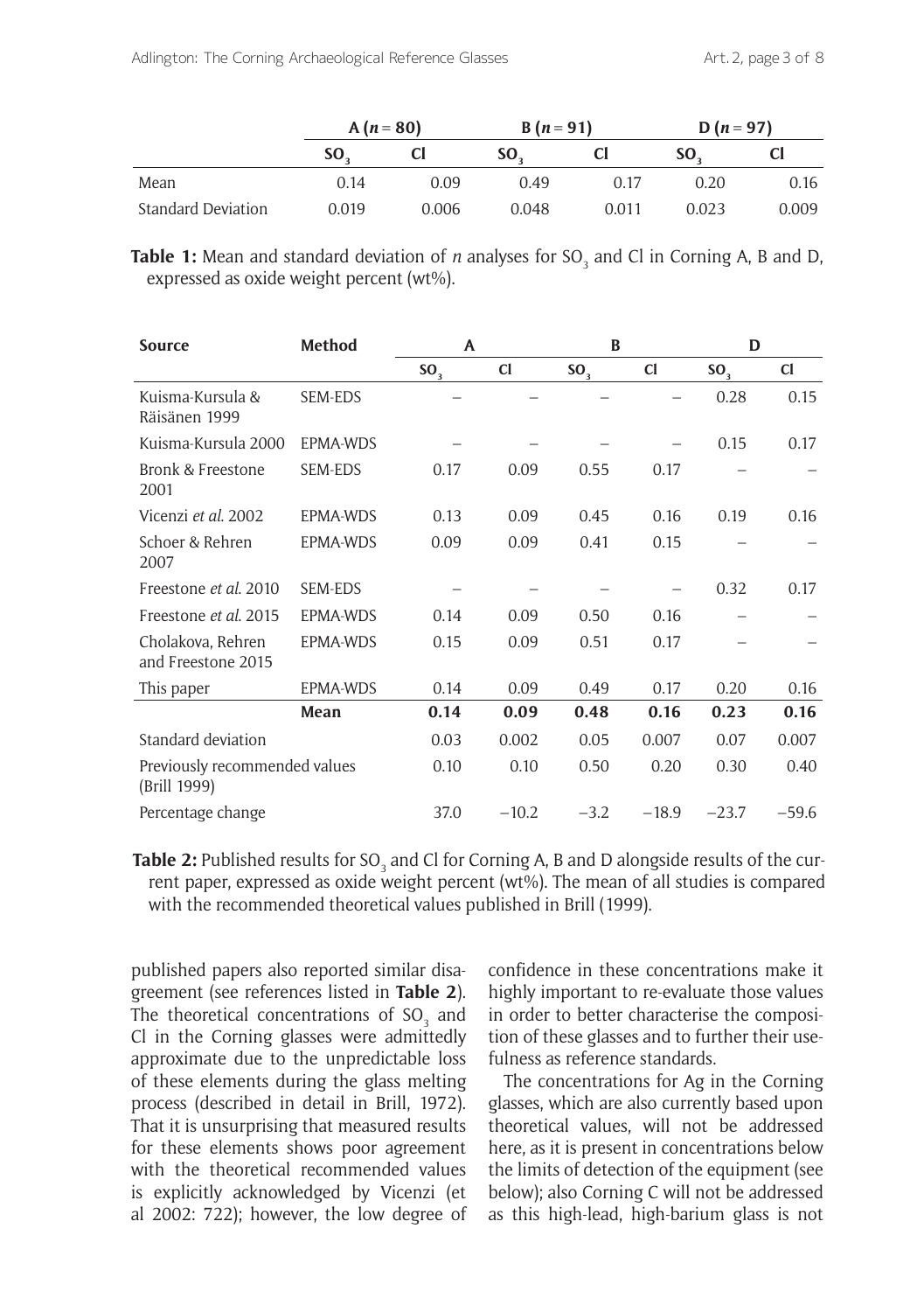| | A ($n = 80$) | | B ($n = 91$) | | D ($n = 97$) | |
|---|---|---|---|---|---|---|
| | $SO_3$ | Cl | $SO_3$ | Cl | $SO_3$ | Cl |
| Mean | 0.14 | 0.09 | 0.49 | 0.17 | 0.20 | 0.16 |
| Standard Deviation | 0.019 | 0.006 | 0.048 | 0.011 | 0.023 | 0.009 |

**Table 1:** Mean and standard deviation of *n* analyses for $SO_3$ and Cl in Corning A, B and D, expressed as oxide weight percent (wt%).

| Source | Method | A | | B | | D | |
|---|---|---|---|---|---|---|---|
| | | $SO_3$ | Cl | $SO_3$ | Cl | $SO_3$ | Cl |
| Kuisma-Kursula & Räisänen 1999 | SEM-EDS | – | – | – | – | 0.28 | 0.15 |
| Kuisma-Kursula 2000 | EPMA-WDS | – | – | – | – | 0.15 | 0.17 |
| Bronk & Freestone 2001 | SEM-EDS | 0.17 | 0.09 | 0.55 | 0.17 | – | – |
| Vicenzi *et al.* 2002 | EPMA-WDS | 0.13 | 0.09 | 0.45 | 0.16 | 0.19 | 0.16 |
| Schoer & Rehren 2007 | EPMA-WDS | 0.09 | 0.09 | 0.41 | 0.15 | – | – |
| Freestone *et al.* 2010 | SEM-EDS | – | – | – | – | 0.32 | 0.17 |
| Freestone *et al.* 2015 | EPMA-WDS | 0.14 | 0.09 | 0.50 | 0.16 | – | – |
| Cholakova, Rehren and Freestone 2015 | EPMA-WDS | 0.15 | 0.09 | 0.51 | 0.17 | – | – |
| This paper | EPMA-WDS | 0.14 | 0.09 | 0.49 | 0.17 | 0.20 | 0.16 |
| | **Mean** | **0.14** | **0.09** | **0.48** | **0.16** | **0.23** | **0.16** |
| Standard deviation | | 0.03 | 0.002 | 0.05 | 0.007 | 0.07 | 0.007 |
| Previously recommended values (Brill 1999) | | 0.10 | 0.10 | 0.50 | 0.20 | 0.30 | 0.40 |
| Percentage change | | 37.0 | −10.2 | −3.2 | −18.9 | −23.7 | −59.6 |

**Table 2:** Published results for $SO_3$ and Cl for Corning A, B and D alongside results of the current paper, expressed as oxide weight percent (wt%). The mean of all studies is compared with the recommended theoretical values published in Brill (1999).

published papers also reported similar disagreement (see references listed in **Table 2**). The theoretical concentrations of $SO_3$ and Cl in the Corning glasses were admittedly approximate due to the unpredictable loss of these elements during the glass melting process (described in detail in Brill, 1972). That it is unsurprising that measured results for these elements shows poor agreement with the theoretical recommended values is explicitly acknowledged by Vicenzi (et al 2002: 722); however, the low degree of confidence in these concentrations make it highly important to re-evaluate those values in order to better characterise the composition of these glasses and to further their usefulness as reference standards.

The concentrations for Ag in the Corning glasses, which are also currently based upon theoretical values, will not be addressed here, as it is present in concentrations below the limits of detection of the equipment (see below); also Corning C will not be addressed as this high-lead, high-barium glass is not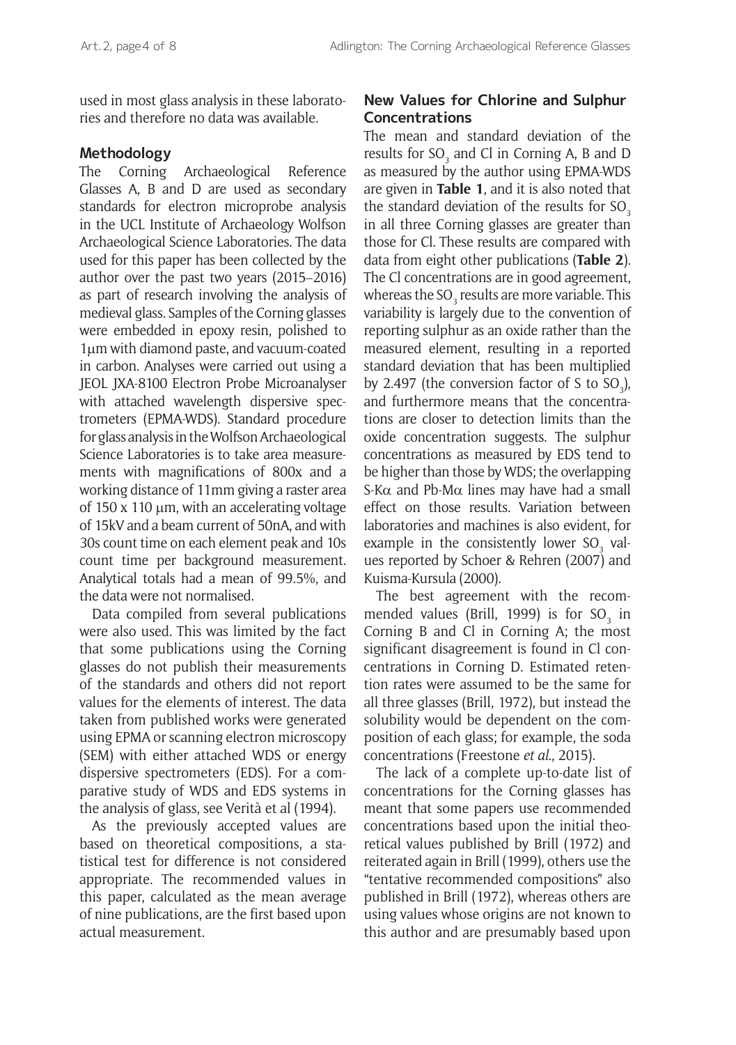used in most glass analysis in these laboratories and therefore no data was available.

## Methodology

The Corning Archaeological Reference Glasses A, B and D are used as secondary standards for electron microprobe analysis in the UCL Institute of Archaeology Wolfson Archaeological Science Laboratories. The data used for this paper has been collected by the author over the past two years (2015–2016) as part of research involving the analysis of medieval glass. Samples of the Corning glasses were embedded in epoxy resin, polished to 1μm with diamond paste, and vacuum-coated in carbon. Analyses were carried out using a JEOL JXA-8100 Electron Probe Microanalyser with attached wavelength dispersive spectrometers (EPMA-WDS). Standard procedure for glass analysis in the Wolfson Archaeological Science Laboratories is to take area measurements with magnifications of 800x and a working distance of 11mm giving a raster area of 150 x 110 μm, with an accelerating voltage of 15kV and a beam current of 50nA, and with 30s count time on each element peak and 10s count time per background measurement. Analytical totals had a mean of 99.5%, and the data were not normalised.

Data compiled from several publications were also used. This was limited by the fact that some publications using the Corning glasses do not publish their measurements of the standards and others did not report values for the elements of interest. The data taken from published works were generated using EPMA or scanning electron microscopy (SEM) with either attached WDS or energy dispersive spectrometers (EDS). For a comparative study of WDS and EDS systems in the analysis of glass, see Verità et al (1994).

As the previously accepted values are based on theoretical compositions, a statistical test for difference is not considered appropriate. The recommended values in this paper, calculated as the mean average of nine publications, are the first based upon actual measurement.

## New Values for Chlorine and Sulphur Concentrations

The mean and standard deviation of the results for $SO_3$ and Cl in Corning A, B and D as measured by the author using EPMA-WDS are given in **Table 1**, and it is also noted that the standard deviation of the results for $SO_3$ in all three Corning glasses are greater than those for Cl. These results are compared with data from eight other publications (**Table 2**). The Cl concentrations are in good agreement, whereas the $SO_3$ results are more variable. This variability is largely due to the convention of reporting sulphur as an oxide rather than the measured element, resulting in a reported standard deviation that has been multiplied by 2.497 (the conversion factor of S to $SO_3$), and furthermore means that the concentrations are closer to detection limits than the oxide concentration suggests. The sulphur concentrations as measured by EDS tend to be higher than those by WDS; the overlapping S-Kα and Pb-Mα lines may have had a small effect on those results. Variation between laboratories and machines is also evident, for example in the consistently lower $SO_3$ values reported by Schoer & Rehren (2007) and Kuisma-Kursula (2000).

The best agreement with the recommended values (Brill, 1999) is for $SO_3$ in Corning B and Cl in Corning A; the most significant disagreement is found in Cl concentrations in Corning D. Estimated retention rates were assumed to be the same for all three glasses (Brill, 1972), but instead the solubility would be dependent on the composition of each glass; for example, the soda concentrations (Freestone *et al*., 2015).

The lack of a complete up-to-date list of concentrations for the Corning glasses has meant that some papers use recommended concentrations based upon the initial theoretical values published by Brill (1972) and reiterated again in Brill (1999), others use the "tentative recommended compositions" also published in Brill (1972), whereas others are using values whose origins are not known to this author and are presumably based upon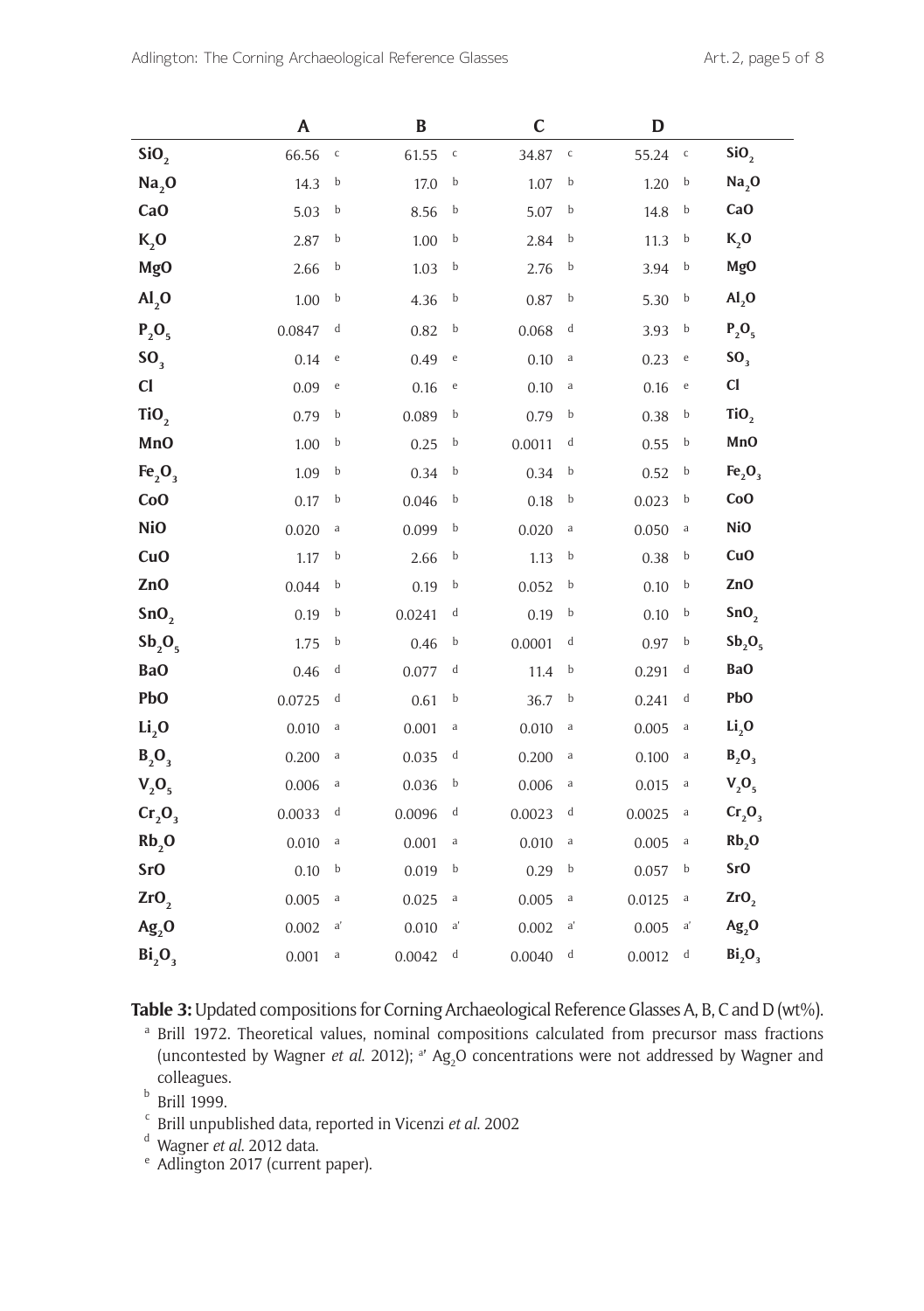| | A | | B | | C | | D | | |
|---|---|---|---|---|---|---|---|---|---|
| $SiO_2$ | 66.56 | c | 61.55 | c | 34.87 | c | 55.24 | c | $SiO_2$ |
| $Na_2O$ | 14.3 | b | 17.0 | b | 1.07 | b | 1.20 | b | $Na_2O$ |
| CaO | 5.03 | b | 8.56 | b | 5.07 | b | 14.8 | b | CaO |
| $K_2O$ | 2.87 | b | 1.00 | b | 2.84 | b | 11.3 | b | $K_2O$ |
| MgO | 2.66 | b | 1.03 | b | 2.76 | b | 3.94 | b | MgO |
| $Al_2O$ | 1.00 | b | 4.36 | b | 0.87 | b | 5.30 | b | $Al_2O$ |
| $P_2O_5$ | 0.0847 | d | 0.82 | b | 0.068 | d | 3.93 | b | $P_2O_5$ |
| $SO_3$ | 0.14 | e | 0.49 | e | 0.10 | a | 0.23 | e | $SO_3$ |
| Cl | 0.09 | e | 0.16 | e | 0.10 | a | 0.16 | e | Cl |
| $TiO_2$ | 0.79 | b | 0.089 | b | 0.79 | b | 0.38 | b | $TiO_2$ |
| MnO | 1.00 | b | 0.25 | b | 0.0011 | d | 0.55 | b | MnO |
| $Fe_2O_3$ | 1.09 | b | 0.34 | b | 0.34 | b | 0.52 | b | $Fe_2O_3$ |
| CoO | 0.17 | b | 0.046 | b | 0.18 | b | 0.023 | b | CoO |
| NiO | 0.020 | a | 0.099 | b | 0.020 | a | 0.050 | a | NiO |
| CuO | 1.17 | b | 2.66 | b | 1.13 | b | 0.38 | b | CuO |
| ZnO | 0.044 | b | 0.19 | b | 0.052 | b | 0.10 | b | ZnO |
| $SnO_2$ | 0.19 | b | 0.0241 | d | 0.19 | b | 0.10 | b | $SnO_2$ |
| $Sb_2O_5$ | 1.75 | b | 0.46 | b | 0.0001 | d | 0.97 | b | $Sb_2O_5$ |
| BaO | 0.46 | d | 0.077 | d | 11.4 | b | 0.291 | d | BaO |
| PbO | 0.0725 | d | 0.61 | b | 36.7 | b | 0.241 | d | PbO |
| $Li_2O$ | 0.010 | a | 0.001 | a | 0.010 | a | 0.005 | a | $Li_2O$ |
| $B_2O_3$ | 0.200 | a | 0.035 | d | 0.200 | a | 0.100 | a | $B_2O_3$ |
| $V_2O_5$ | 0.006 | a | 0.036 | b | 0.006 | a | 0.015 | a | $V_2O_5$ |
| $Cr_2O_3$ | 0.0033 | d | 0.0096 | d | 0.0023 | d | 0.0025 | a | $Cr_2O_3$ |
| $Rb_2O$ | 0.010 | a | 0.001 | a | 0.010 | a | 0.005 | a | $Rb_2O$ |
| SrO | 0.10 | b | 0.019 | b | 0.29 | b | 0.057 | b | SrO |
| $ZrO_2$ | 0.005 | a | 0.025 | a | 0.005 | a | 0.0125 | a | $ZrO_2$ |
| $Ag_2O$ | 0.002 | a' | 0.010 | a' | 0.002 | a' | 0.005 | a' | $Ag_2O$ |
| $Bi_2O_3$ | 0.001 | a | 0.0042 | d | 0.0040 | d | 0.0012 | d | $Bi_2O_3$ |

**Table 3:** Updated compositions for Corning Archaeological Reference Glasses A, B, C and D (wt%).

[a] Brill 1972. Theoretical values, nominal compositions calculated from precursor mass fractions (uncontested by Wagner *et al.* 2012); [a'] $Ag_2O$ concentrations were not addressed by Wagner and colleagues.

[b] Brill 1999.

[c] Brill unpublished data, reported in Vicenzi *et al.* 2002

[d] Wagner *et al.* 2012 data.

[e] Adlington 2017 (current paper).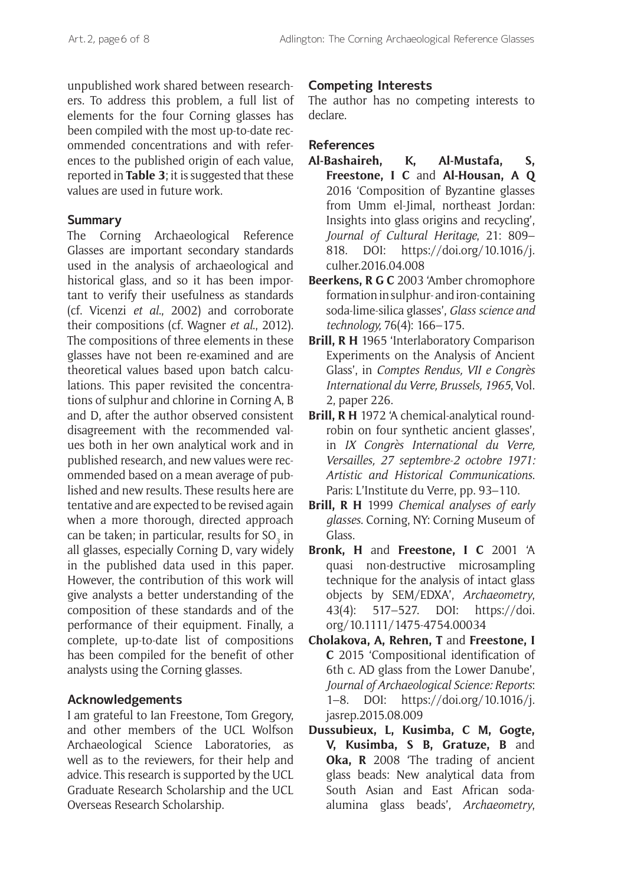unpublished work shared between researchers. To address this problem, a full list of elements for the four Corning glasses has been compiled with the most up-to-date recommended concentrations and with references to the published origin of each value, reported in **Table 3**; it is suggested that these values are used in future work.

## Summary

The Corning Archaeological Reference Glasses are important secondary standards used in the analysis of archaeological and historical glass, and so it has been important to verify their usefulness as standards (cf. Vicenzi *et al*., 2002) and corroborate their compositions (cf. Wagner *et al*., 2012). The compositions of three elements in these glasses have not been re-examined and are theoretical values based upon batch calculations. This paper revisited the concentrations of sulphur and chlorine in Corning A, B and D, after the author observed consistent disagreement with the recommended values both in her own analytical work and in published research, and new values were recommended based on a mean average of published and new results. These results here are tentative and are expected to be revised again when a more thorough, directed approach can be taken; in particular, results for $SO_3$ in all glasses, especially Corning D, vary widely in the published data used in this paper. However, the contribution of this work will give analysts a better understanding of the composition of these standards and of the performance of their equipment. Finally, a complete, up-to-date list of compositions has been compiled for the benefit of other analysts using the Corning glasses.

## Acknowledgements

I am grateful to Ian Freestone, Tom Gregory, and other members of the UCL Wolfson Archaeological Science Laboratories, as well as to the reviewers, for their help and advice. This research is supported by the UCL Graduate Research Scholarship and the UCL Overseas Research Scholarship.

## Competing Interests

The author has no competing interests to declare.

## References

**Al-Bashaireh, K, Al-Mustafa, S, Freestone, I C** and **Al-Housan, A Q** 2016 'Composition of Byzantine glasses from Umm el-Jimal, northeast Jordan: Insights into glass origins and recycling', *Journal of Cultural Heritage*, 21: 809–818. DOI: https://doi.org/10.1016/j.culher.2016.04.008

**Beerkens, R G C** 2003 'Amber chromophore formation in sulphur- and iron-containing soda-lime-silica glasses', *Glass science and technology,* 76(4): 166–175.

**Brill, R H** 1965 'Interlaboratory Comparison Experiments on the Analysis of Ancient Glass', in *Comptes Rendus, VII e Congrès International du Verre, Brussels, 1965*, Vol. 2, paper 226.

**Brill, R H** 1972 'A chemical-analytical round-robin on four synthetic ancient glasses', in *IX Congrès International du Verre, Versailles, 27 septembre-2 octobre 1971: Artistic and Historical Communications*. Paris: L'Institute du Verre, pp. 93–110.

**Brill, R H** 1999 *Chemical analyses of early glasses*. Corning, NY: Corning Museum of Glass.

**Bronk, H** and **Freestone, I C** 2001 'A quasi non-destructive microsampling technique for the analysis of intact glass objects by SEM/EDXA', *Archaeometry*, 43(4): 517–527. DOI: https://doi.org/10.1111/1475-4754.00034

**Cholakova, A, Rehren, T** and **Freestone, I C** 2015 'Compositional identification of 6th c. AD glass from the Lower Danube', *Journal of Archaeological Science: Reports*: 1–8. DOI: https://doi.org/10.1016/j.jasrep.2015.08.009

**Dussubieux, L, Kusimba, C M, Gogte, V, Kusimba, S B, Gratuze, B** and **Oka, R** 2008 'The trading of ancient glass beads: New analytical data from South Asian and East African soda-alumina glass beads', *Archaeometry*,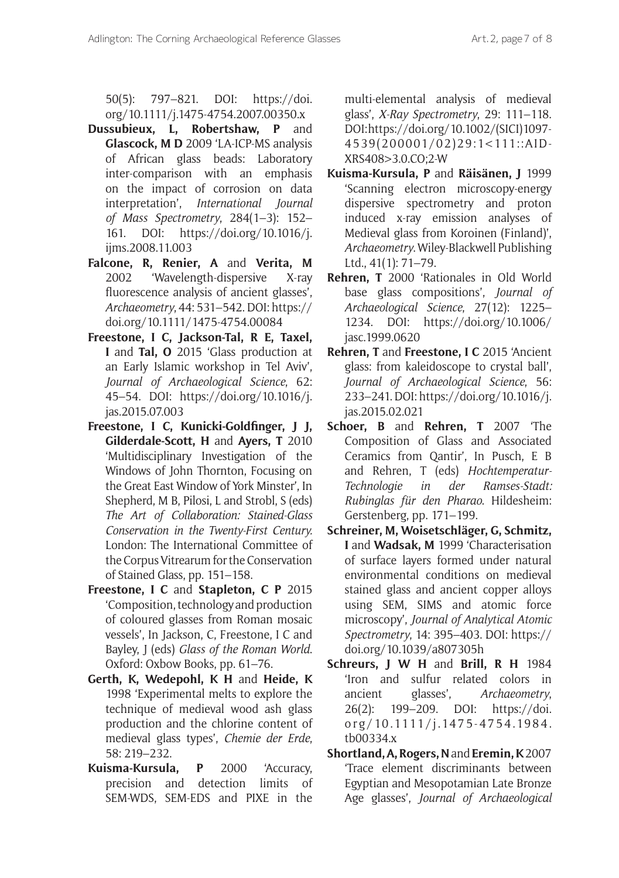50(5): 797–821. DOI: https://doi.org/10.1111/j.1475-4754.2007.00350.x

**Dussubieux, L, Robertshaw, P** and **Glascock, M D** 2009 'LA-ICP-MS analysis of African glass beads: Laboratory inter-comparison with an emphasis on the impact of corrosion on data interpretation', *International Journal of Mass Spectrometry*, 284(1–3): 152–161. DOI: https://doi.org/10.1016/j.ijms.2008.11.003

**Falcone, R, Renier, A** and **Verita, M** 2002 'Wavelength-dispersive X-ray fluorescence analysis of ancient glasses', *Archaeometry*, 44: 531–542. DOI: https://doi.org/10.1111/1475-4754.00084

**Freestone, I C, Jackson-Tal, R E, Taxel, I** and **Tal, O** 2015 'Glass production at an Early Islamic workshop in Tel Aviv', *Journal of Archaeological Science*, 62: 45–54. DOI: https://doi.org/10.1016/j.jas.2015.07.003

**Freestone, I C, Kunicki-Goldfinger, J J, Gilderdale-Scott, H** and **Ayers, T** 2010 'Multidisciplinary Investigation of the Windows of John Thornton, Focusing on the Great East Window of York Minster', In Shepherd, M B, Pilosi, L and Strobl, S (eds) *The Art of Collaboration: Stained-Glass Conservation in the Twenty-First Century.* London: The International Committee of the Corpus Vitrearum for the Conservation of Stained Glass, pp. 151–158.

**Freestone, I C** and **Stapleton, C P** 2015 'Composition, technology and production of coloured glasses from Roman mosaic vessels', In Jackson, C, Freestone, I C and Bayley, J (eds) *Glass of the Roman World*. Oxford: Oxbow Books, pp. 61–76.

**Gerth, K, Wedepohl, K H** and **Heide, K** 1998 'Experimental melts to explore the technique of medieval wood ash glass production and the chlorine content of medieval glass types', *Chemie der Erde*, 58: 219–232.

**Kuisma-Kursula, P** 2000 'Accuracy, precision and detection limits of SEM-WDS, SEM-EDS and PIXE in the multi-elemental analysis of medieval glass', *X-Ray Spectrometry*, 29: 111–118. DOI:https://doi.org/10.1002/(SICI)1097-4539(200001/02)29:1<111::AID-XRS408>3.0.CO;2-W

**Kuisma-Kursula, P** and **Räisänen, J** 1999 'Scanning electron microscopy-energy dispersive spectrometry and proton induced x-ray emission analyses of Medieval glass from Koroinen (Finland)', *Archaeometry*. Wiley-Blackwell Publishing Ltd., 41(1): 71–79.

**Rehren, T** 2000 'Rationales in Old World base glass compositions', *Journal of Archaeological Science*, 27(12): 1225–1234. DOI: https://doi.org/10.1006/jasc.1999.0620

**Rehren, T** and **Freestone, I C** 2015 'Ancient glass: from kaleidoscope to crystal ball', *Journal of Archaeological Science*, 56: 233–241. DOI: https://doi.org/10.1016/j.jas.2015.02.021

**Schoer, B** and **Rehren, T** 2007 'The Composition of Glass and Associated Ceramics from Qantir', In Pusch, E B and Rehren, T (eds) *Hochtemperatur-Technologie in der Ramses-Stadt: Rubinglas für den Pharao*. Hildesheim: Gerstenberg, pp. 171–199.

**Schreiner, M, Woisetschläger, G, Schmitz, I** and **Wadsak, M** 1999 'Characterisation of surface layers formed under natural environmental conditions on medieval stained glass and ancient copper alloys using SEM, SIMS and atomic force microscopy', *Journal of Analytical Atomic Spectrometry*, 14: 395–403. DOI: https://doi.org/10.1039/a807305h

**Schreurs, J W H** and **Brill, R H** 1984 'Iron and sulfur related colors in ancient glasses', *Archaeometry*, 26(2): 199–209. DOI: https://doi.org/10.1111/j.1475-4754.1984.tb00334.x

**Shortland, A, Rogers, N** and **Eremin, K** 2007 'Trace element discriminants between Egyptian and Mesopotamian Late Bronze Age glasses', *Journal of Archaeological*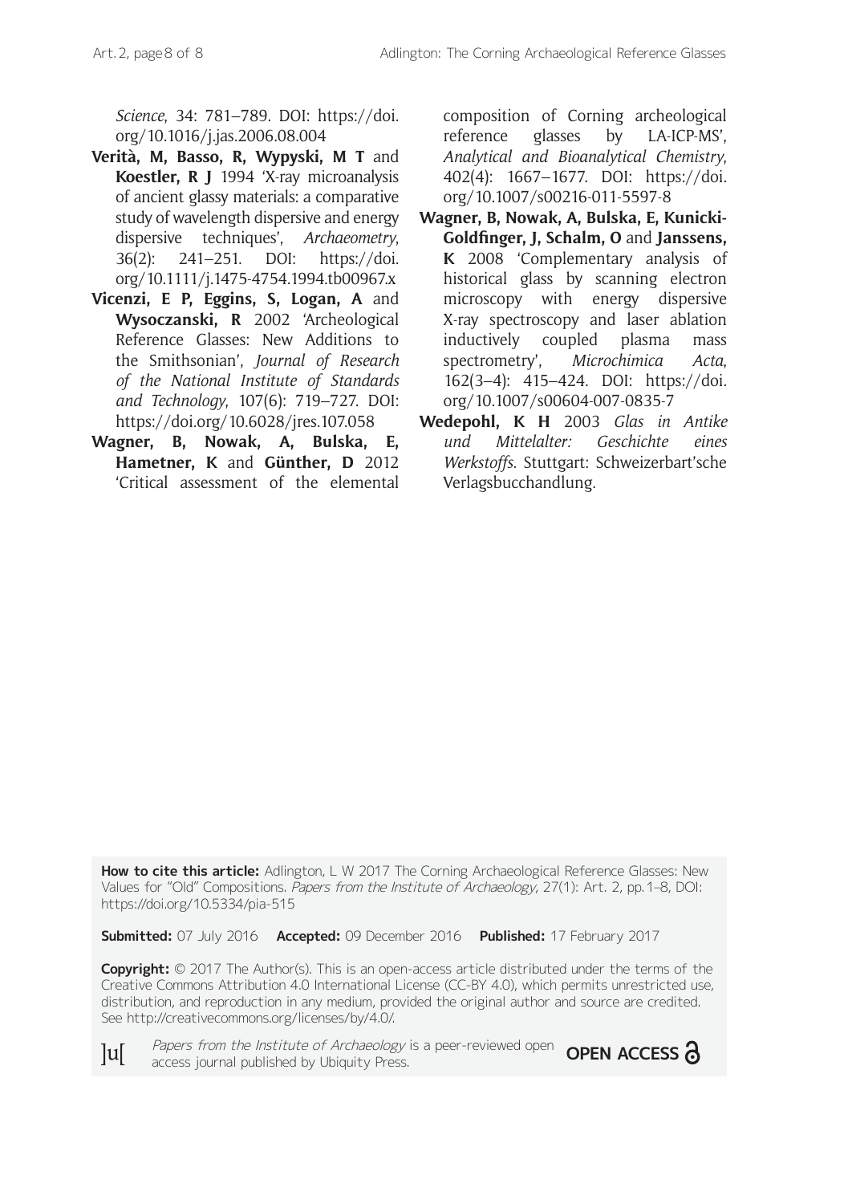*Science*, 34: 781–789. DOI: https://doi.org/10.1016/j.jas.2006.08.004

**Verità, M, Basso, R, Wypyski, M T** and **Koestler, R J** 1994 'X-ray microanalysis of ancient glassy materials: a comparative study of wavelength dispersive and energy dispersive techniques', *Archaeometry*, 36(2): 241–251. DOI: https://doi.org/10.1111/j.1475-4754.1994.tb00967.x

**Vicenzi, E P, Eggins, S, Logan, A** and **Wysoczanski, R** 2002 'Archeological Reference Glasses: New Additions to the Smithsonian', *Journal of Research of the National Institute of Standards and Technology*, 107(6): 719–727. DOI: https://doi.org/10.6028/jres.107.058

**Wagner, B, Nowak, A, Bulska, E, Hametner, K** and **Günther, D** 2012 'Critical assessment of the elemental composition of Corning archeological reference glasses by LA-ICP-MS', *Analytical and Bioanalytical Chemistry*, 402(4): 1667–1677. DOI: https://doi.org/10.1007/s00216-011-5597-8

**Wagner, B, Nowak, A, Bulska, E, Kunicki-Goldfinger, J, Schalm, O** and **Janssens, K** 2008 'Complementary analysis of historical glass by scanning electron microscopy with energy dispersive X-ray spectroscopy and laser ablation inductively coupled plasma mass spectrometry', *Microchimica Acta*, 162(3–4): 415–424. DOI: https://doi.org/10.1007/s00604-007-0835-7

**Wedepohl, K H** 2003 *Glas in Antike und Mittelalter: Geschichte eines Werkstoffs*. Stuttgart: Schweizerbart'sche Verlagsbucchandlung.

**How to cite this article:** Adlington, L W 2017 The Corning Archaeological Reference Glasses: New Values for "Old" Compositions. *Papers from the Institute of Archaeology*, 27(1): Art. 2, pp. 1–8, DOI: https://doi.org/10.5334/pia-515

**Submitted:** 07 July 2016 **Accepted:** 09 December 2016 **Published:** 17 February 2017

**Copyright:** © 2017 The Author(s). This is an open-access article distributed under the terms of the Creative Commons Attribution 4.0 International License (CC-BY 4.0), which permits unrestricted use, distribution, and reproduction in any medium, provided the original author and source are credited. See http://creativecommons.org/licenses/by/4.0/.

*Papers from the Institute of Archaeology* is a peer-reviewed open access journal published by Ubiquity Press. **OPEN ACCESS**